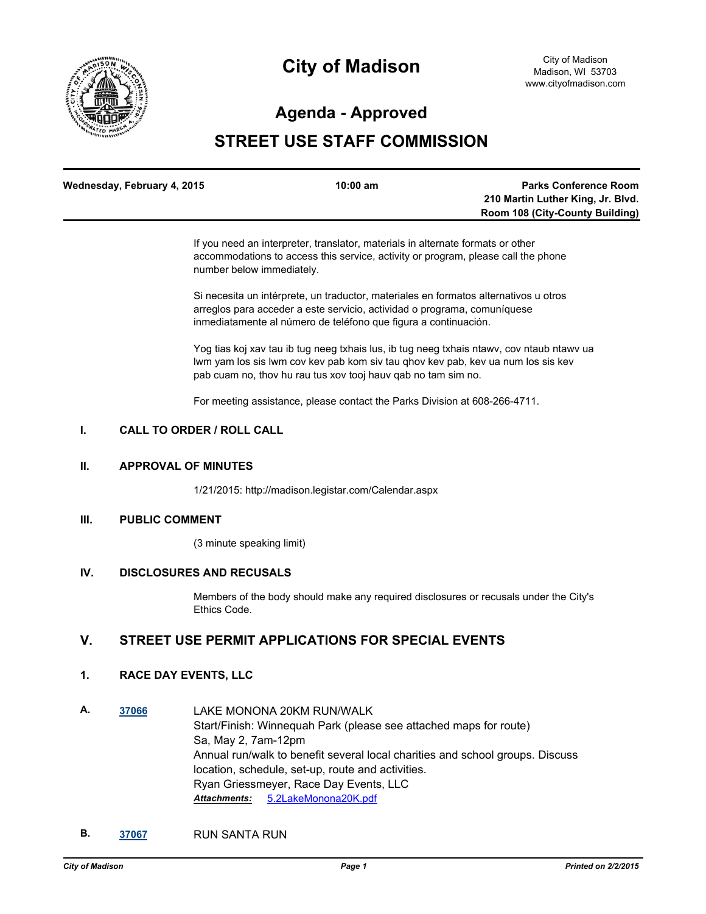# City of Madison

City of Madison
Madison, WI 53703
www.cityofmadison.com

## Agenda - Approved

## STREET USE STAFF COMMISSION

| Wednesday, February 4, 2015 | 10:00 am | Parks Conference Room<br>210 Martin Luther King, Jr. Blvd.<br>Room 108 (City-County Building) |
|---|---|---|

If you need an interpreter, translator, materials in alternate formats or other accommodations to access this service, activity or program, please call the phone number below immediately.

Si necesita un intérprete, un traductor, materiales en formatos alternativos u otros arreglos para acceder a este servicio, actividad o programa, comuníquese inmediatamente al número de teléfono que figura a continuación.

Yog tias koj xav tau ib tug neeg txhais lus, ib tug neeg txhais ntawv, cov ntaub ntawv ua lwm yam los sis lwm cov kev pab kom siv tau qhov kev pab, kev ua num los sis kev pab cuam no, thov hu rau tus xov tooj hauv qab no tam sim no.

For meeting assistance, please contact the Parks Division at 608-266-4711.

### I. CALL TO ORDER / ROLL CALL

### II. APPROVAL OF MINUTES

1/21/2015: http://madison.legistar.com/Calendar.aspx

### III. PUBLIC COMMENT

(3 minute speaking limit)

### IV. DISCLOSURES AND RECUSALS

Members of the body should make any required disclosures or recusals under the City's Ethics Code.

## V. STREET USE PERMIT APPLICATIONS FOR SPECIAL EVENTS

### 1. RACE DAY EVENTS, LLC

**A.** 37066 LAKE MONONA 20KM RUN/WALK
Start/Finish: Winnequah Park (please see attached maps for route)
Sa, May 2, 7am-12pm
Annual run/walk to benefit several local charities and school groups. Discuss location, schedule, set-up, route and activities.
Ryan Griessmeyer, Race Day Events, LLC
***Attachments:*** 5.2LakeMonona20K.pdf

**B.** 37067 RUN SANTA RUN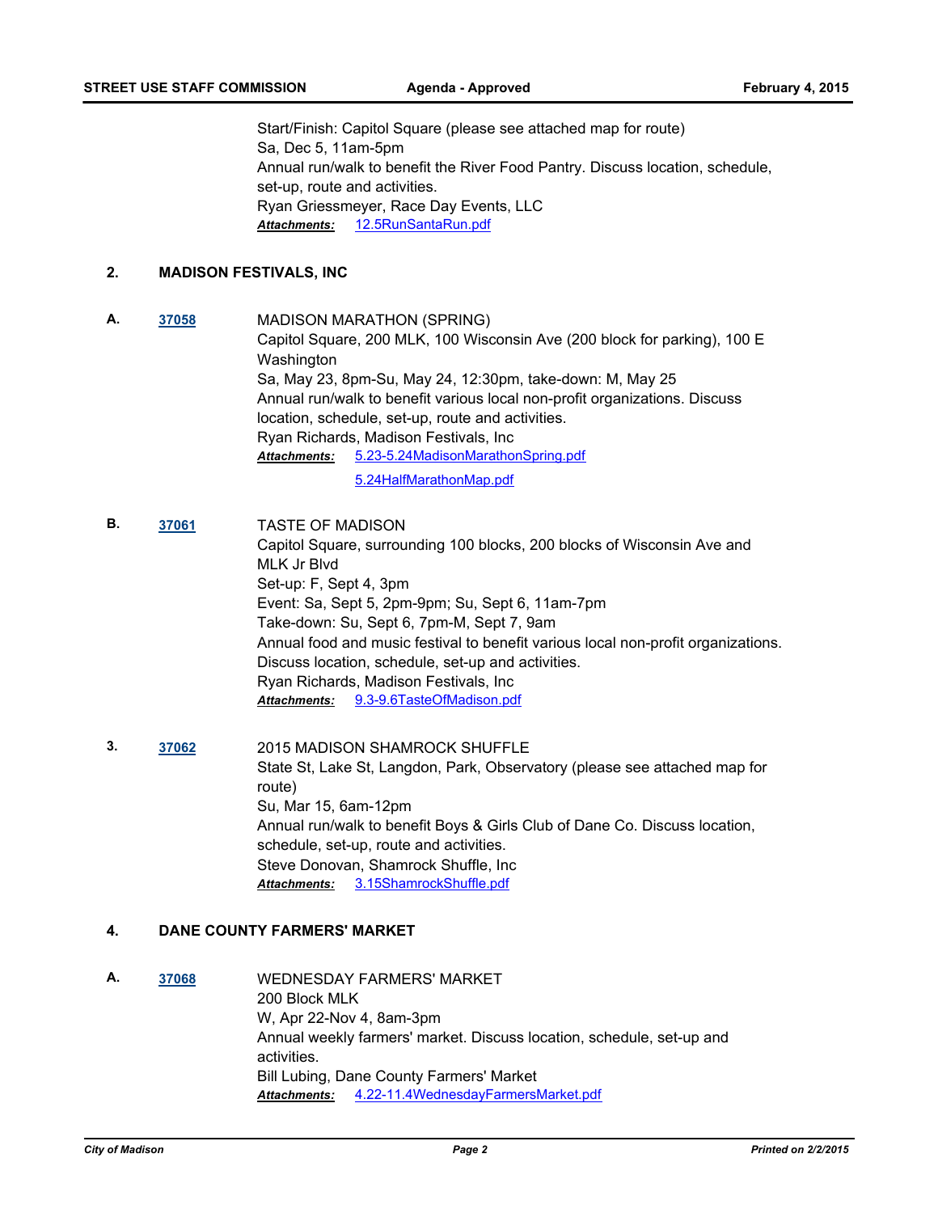Start/Finish: Capitol Square (please see attached map for route)
Sa, Dec 5, 11am-5pm
Annual run/walk to benefit the River Food Pantry. Discuss location, schedule, set-up, route and activities.
Ryan Griessmeyer, Race Day Events, LLC
***Attachments:*** 12.5RunSantaRun.pdf

## 2. MADISON FESTIVALS, INC

**A.** **37058**

MADISON MARATHON (SPRING)
Capitol Square, 200 MLK, 100 Wisconsin Ave (200 block for parking), 100 E Washington
Sa, May 23, 8pm-Su, May 24, 12:30pm, take-down: M, May 25
Annual run/walk to benefit various local non-profit organizations. Discuss location, schedule, set-up, route and activities.
Ryan Richards, Madison Festivals, Inc
***Attachments:*** 5.23-5.24MadisonMarathonSpring.pdf
5.24HalfMarathonMap.pdf

**B.** **37061**

TASTE OF MADISON
Capitol Square, surrounding 100 blocks, 200 blocks of Wisconsin Ave and MLK Jr Blvd
Set-up: F, Sept 4, 3pm
Event: Sa, Sept 5, 2pm-9pm; Su, Sept 6, 11am-7pm
Take-down: Su, Sept 6, 7pm-M, Sept 7, 9am
Annual food and music festival to benefit various local non-profit organizations. Discuss location, schedule, set-up and activities.
Ryan Richards, Madison Festivals, Inc
***Attachments:*** 9.3-9.6TasteOfMadison.pdf

**3.** **37062**

2015 MADISON SHAMROCK SHUFFLE
State St, Lake St, Langdon, Park, Observatory (please see attached map for route)
Su, Mar 15, 6am-12pm
Annual run/walk to benefit Boys & Girls Club of Dane Co. Discuss location, schedule, set-up, route and activities.
Steve Donovan, Shamrock Shuffle, Inc
***Attachments:*** 3.15ShamrockShuffle.pdf

## 4. DANE COUNTY FARMERS' MARKET

**A.** **37068**

WEDNESDAY FARMERS' MARKET
200 Block MLK
W, Apr 22-Nov 4, 8am-3pm
Annual weekly farmers' market. Discuss location, schedule, set-up and activities.
Bill Lubing, Dane County Farmers' Market
***Attachments:*** 4.22-11.4WednesdayFarmersMarket.pdf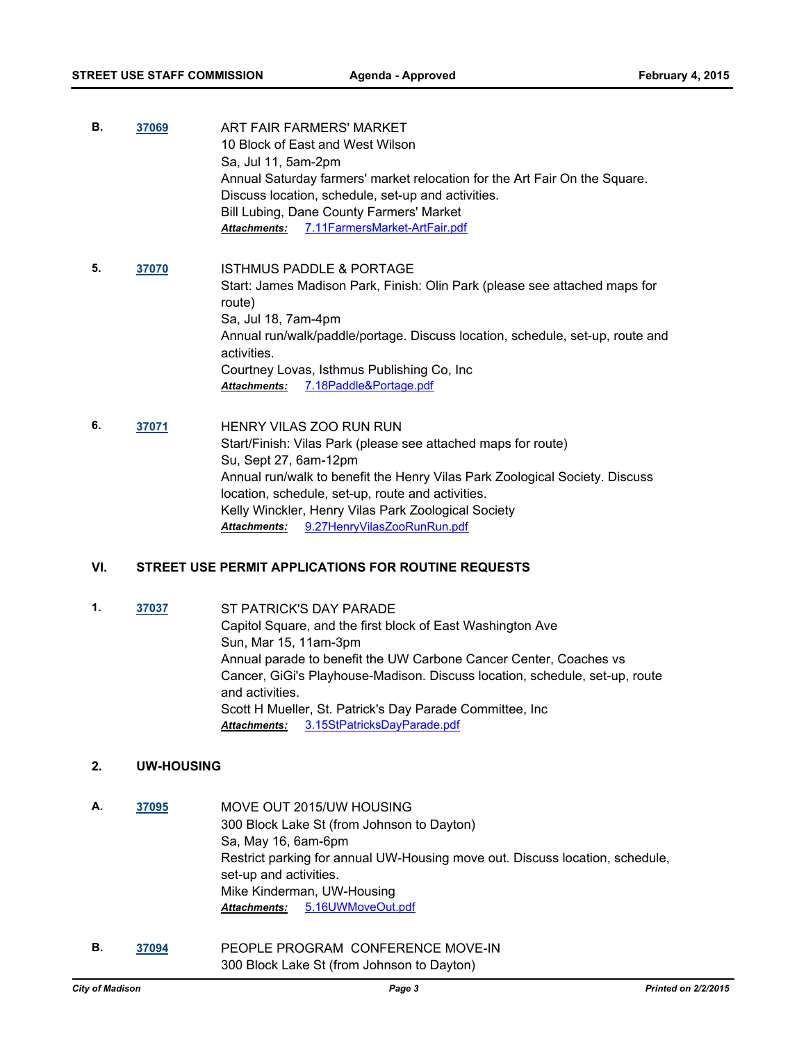**B.** **37069**

ART FAIR FARMERS' MARKET
10 Block of East and West Wilson
Sa, Jul 11, 5am-2pm
Annual Saturday farmers' market relocation for the Art Fair On the Square. Discuss location, schedule, set-up and activities.
Bill Lubing, Dane County Farmers' Market

***Attachments:*** 7.11FarmersMarket-ArtFair.pdf

**5.** **37070**

ISTHMUS PADDLE & PORTAGE
Start: James Madison Park, Finish: Olin Park (please see attached maps for route)
Sa, Jul 18, 7am-4pm
Annual run/walk/paddle/portage. Discuss location, schedule, set-up, route and activities.
Courtney Lovas, Isthmus Publishing Co, Inc

***Attachments:*** 7.18Paddle&Portage.pdf

**6.** **37071**

HENRY VILAS ZOO RUN RUN
Start/Finish: Vilas Park (please see attached maps for route)
Su, Sept 27, 6am-12pm
Annual run/walk to benefit the Henry Vilas Park Zoological Society. Discuss location, schedule, set-up, route and activities.
Kelly Winckler, Henry Vilas Park Zoological Society

***Attachments:*** 9.27HenryVilasZooRunRun.pdf

## VI. STREET USE PERMIT APPLICATIONS FOR ROUTINE REQUESTS

**1.** **37037**

ST PATRICK'S DAY PARADE
Capitol Square, and the first block of East Washington Ave
Sun, Mar 15, 11am-3pm
Annual parade to benefit the UW Carbone Cancer Center, Coaches vs Cancer, GiGi's Playhouse-Madison. Discuss location, schedule, set-up, route and activities.
Scott H Mueller, St. Patrick's Day Parade Committee, Inc

***Attachments:*** 3.15StPatricksDayParade.pdf

### 2. UW-HOUSING

**A.** **37095**

MOVE OUT 2015/UW HOUSING
300 Block Lake St (from Johnson to Dayton)
Sa, May 16, 6am-6pm
Restrict parking for annual UW-Housing move out. Discuss location, schedule, set-up and activities.
Mike Kinderman, UW-Housing

***Attachments:*** 5.16UWMoveOut.pdf

**B.** **37094**

PEOPLE PROGRAM CONFERENCE MOVE-IN
300 Block Lake St (from Johnson to Dayton)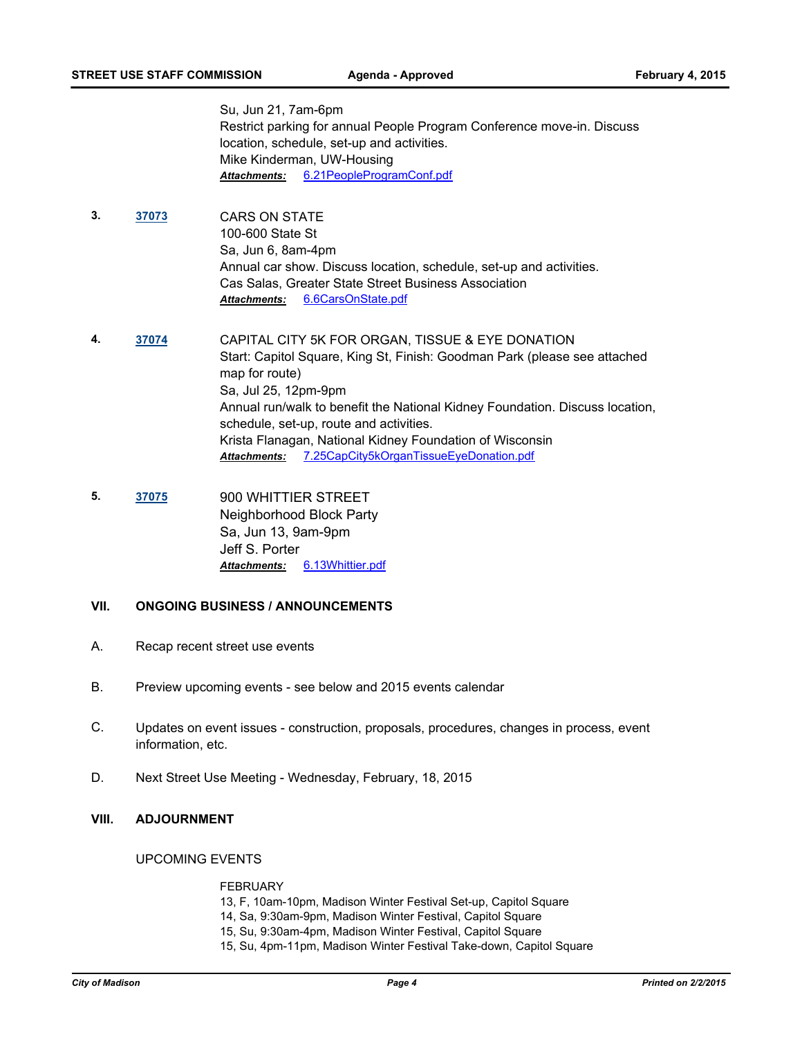Su, Jun 21, 7am-6pm
Restrict parking for annual People Program Conference move-in. Discuss location, schedule, set-up and activities.
Mike Kinderman, UW-Housing
***Attachments:*** 6.21PeopleProgramConf.pdf

**3.** **37073** CARS ON STATE
100-600 State St
Sa, Jun 6, 8am-4pm
Annual car show. Discuss location, schedule, set-up and activities.
Cas Salas, Greater State Street Business Association
***Attachments:*** 6.6CarsOnState.pdf

**4.** **37074** CAPITAL CITY 5K FOR ORGAN, TISSUE & EYE DONATION
Start: Capitol Square, King St, Finish: Goodman Park (please see attached map for route)
Sa, Jul 25, 12pm-9pm
Annual run/walk to benefit the National Kidney Foundation. Discuss location, schedule, set-up, route and activities.
Krista Flanagan, National Kidney Foundation of Wisconsin
***Attachments:*** 7.25CapCity5kOrganTissueEyeDonation.pdf

**5.** **37075** 900 WHITTIER STREET
Neighborhood Block Party
Sa, Jun 13, 9am-9pm
Jeff S. Porter
***Attachments:*** 6.13Whittier.pdf

## VII. ONGOING BUSINESS / ANNOUNCEMENTS

A. Recap recent street use events

B. Preview upcoming events - see below and 2015 events calendar

C. Updates on event issues - construction, proposals, procedures, changes in process, event information, etc.

D. Next Street Use Meeting - Wednesday, February, 18, 2015

## VIII. ADJOURNMENT

UPCOMING EVENTS

FEBRUARY
13, F, 10am-10pm, Madison Winter Festival Set-up, Capitol Square
14, Sa, 9:30am-9pm, Madison Winter Festival, Capitol Square
15, Su, 9:30am-4pm, Madison Winter Festival, Capitol Square
15, Su, 4pm-11pm, Madison Winter Festival Take-down, Capitol Square